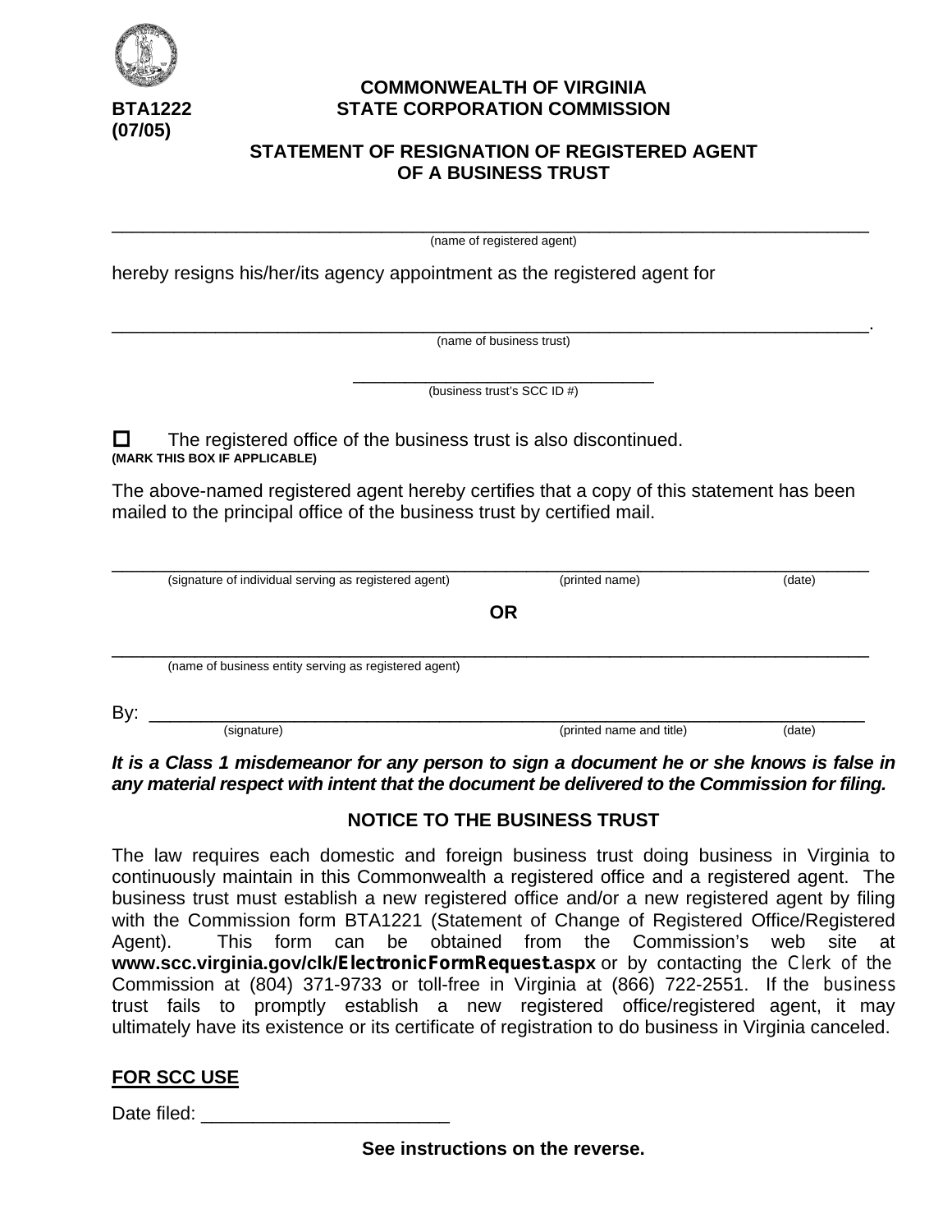**BTA1222**
**(07/05)**

**COMMONWEALTH OF VIRGINIA**
**STATE CORPORATION COMMISSION**

## STATEMENT OF RESIGNATION OF REGISTERED AGENT OF A BUSINESS TRUST

______________________________________________________________________
(name of registered agent)

hereby resigns his/her/its agency appointment as the registered agent for

______________________________________________________________________.
(name of business trust)

______________________________
(business trust's SCC ID #)

☐ The registered office of the business trust is also discontinued.
**(MARK THIS BOX IF APPLICABLE)**

The above-named registered agent hereby certifies that a copy of this statement has been mailed to the principal office of the business trust by certified mail.

______________________________________________________________________
(signature of individual serving as registered agent) (printed name) (date)

**OR**

______________________________________________________________________
(name of business entity serving as registered agent)

By: ___________________________________________________________________
(signature) (printed name and title) (date)

***It is a Class 1 misdemeanor for any person to sign a document he or she knows is false in any material respect with intent that the document be delivered to the Commission for filing.***

### NOTICE TO THE BUSINESS TRUST

The law requires each domestic and foreign business trust doing business in Virginia to continuously maintain in this Commonwealth a registered office and a registered agent. The business trust must establish a new registered office and/or a new registered agent by filing with the Commission form BTA1221 (Statement of Change of Registered Office/Registered Agent). This form can be obtained from the Commission's web site at **www.scc.virginia.gov/clk/ElectronicFormRequest.aspx** or by contacting the Clerk of the Commission at (804) 371-9733 or toll-free in Virginia at (866) 722-2551. If the business trust fails to promptly establish a new registered office/registered agent, it may ultimately have its existence or its certificate of registration to do business in Virginia canceled.

**FOR SCC USE**

Date filed: ________________________

**See instructions on the reverse.**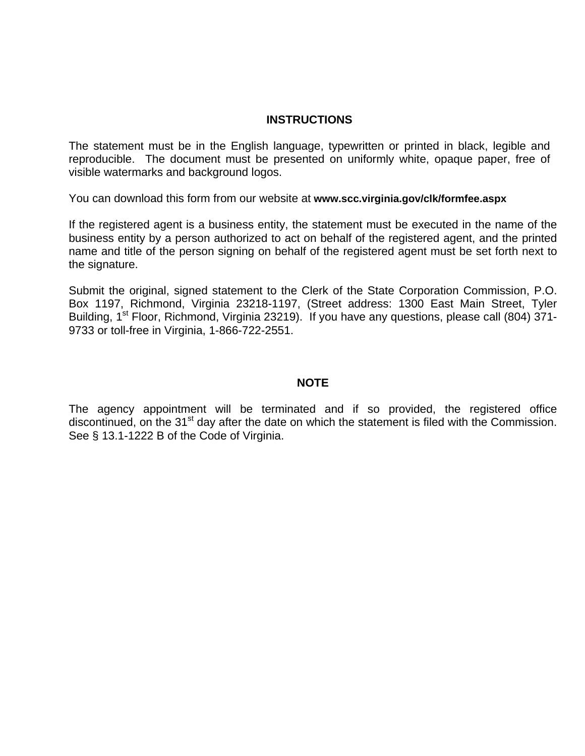## INSTRUCTIONS

The statement must be in the English language, typewritten or printed in black, legible and reproducible. The document must be presented on uniformly white, opaque paper, free of visible watermarks and background logos.

You can download this form from our website at **www.scc.virginia.gov/clk/formfee.aspx**

If the registered agent is a business entity, the statement must be executed in the name of the business entity by a person authorized to act on behalf of the registered agent, and the printed name and title of the person signing on behalf of the registered agent must be set forth next to the signature.

Submit the original, signed statement to the Clerk of the State Corporation Commission, P.O. Box 1197, Richmond, Virginia 23218-1197, (Street address: 1300 East Main Street, Tyler Building, 1st Floor, Richmond, Virginia 23219). If you have any questions, please call (804) 371-9733 or toll-free in Virginia, 1-866-722-2551.

## NOTE

The agency appointment will be terminated and if so provided, the registered office discontinued, on the 31st day after the date on which the statement is filed with the Commission. See § 13.1-1222 B of the Code of Virginia.